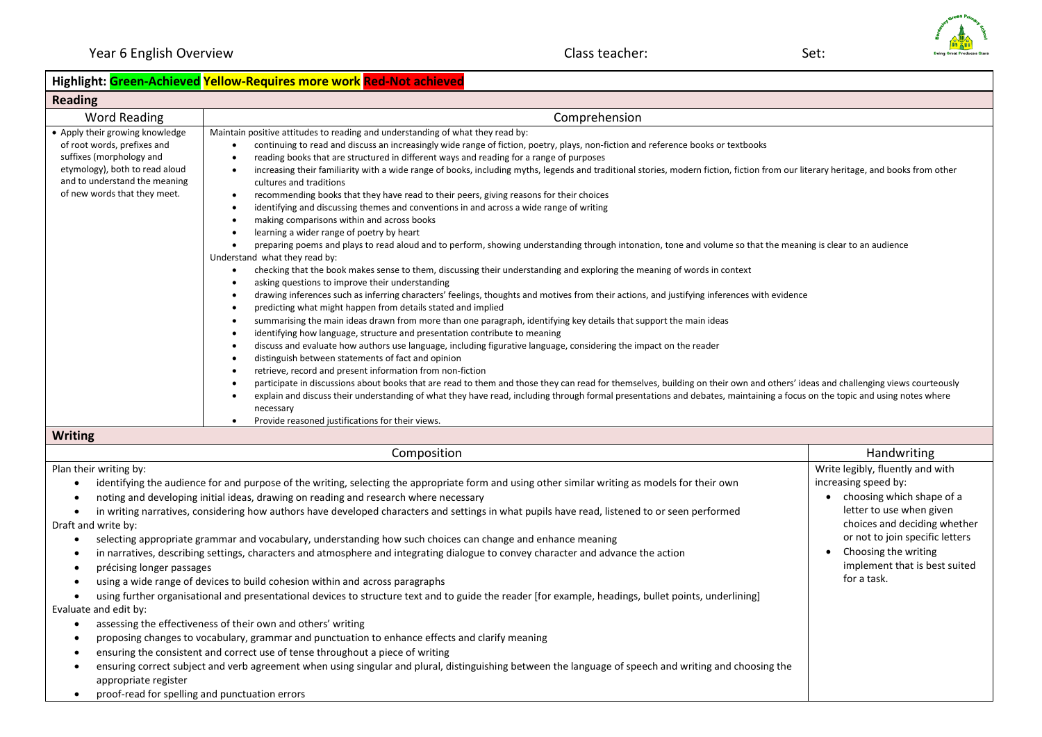Year 6 English Overview Class teacher: Set:

**Highlight: Green-Achieved Yellow-Requires more work Red-Not achieved**

## Reading

| Word Reading | Comprehension |
|---|---|
| • Apply their growing knowledge of root words, prefixes and suffixes (morphology and etymology), both to read aloud and to understand the meaning of new words that they meet. | Maintain positive attitudes to reading and understanding of what they read by:<br>• continuing to read and discuss an increasingly wide range of fiction, poetry, plays, non-fiction and reference books or textbooks<br>• reading books that are structured in different ways and reading for a range of purposes<br>• increasing their familiarity with a wide range of books, including myths, legends and traditional stories, modern fiction, fiction from our literary heritage, and books from other cultures and traditions<br>• recommending books that they have read to their peers, giving reasons for their choices<br>• identifying and discussing themes and conventions in and across a wide range of writing<br>• making comparisons within and across books<br>• learning a wider range of poetry by heart<br>• preparing poems and plays to read aloud and to perform, showing understanding through intonation, tone and volume so that the meaning is clear to an audience<br>Understand what they read by:<br>• checking that the book makes sense to them, discussing their understanding and exploring the meaning of words in context<br>• asking questions to improve their understanding<br>• drawing inferences such as inferring characters' feelings, thoughts and motives from their actions, and justifying inferences with evidence<br>• predicting what might happen from details stated and implied<br>• summarising the main ideas drawn from more than one paragraph, identifying key details that support the main ideas<br>• identifying how language, structure and presentation contribute to meaning<br>• discuss and evaluate how authors use language, including figurative language, considering the impact on the reader<br>• distinguish between statements of fact and opinion<br>• retrieve, record and present information from non-fiction<br>• participate in discussions about books that are read to them and those they can read for themselves, building on their own and others' ideas and challenging views courteously<br>• explain and discuss their understanding of what they have read, including through formal presentations and debates, maintaining a focus on the topic and using notes where necessary<br>• Provide reasoned justifications for their views. |

## Writing

| Composition | Handwriting |
|---|---|
| Plan their writing by:<br>• identifying the audience for and purpose of the writing, selecting the appropriate form and using other similar writing as models for their own<br>• noting and developing initial ideas, drawing on reading and research where necessary<br>• in writing narratives, considering how authors have developed characters and settings in what pupils have read, listened to or seen performed<br>Draft and write by:<br>• selecting appropriate grammar and vocabulary, understanding how such choices can change and enhance meaning<br>• in narratives, describing settings, characters and atmosphere and integrating dialogue to convey character and advance the action<br>• précising longer passages<br>• using a wide range of devices to build cohesion within and across paragraphs<br>• using further organisational and presentational devices to structure text and to guide the reader [for example, headings, bullet points, underlining]<br>Evaluate and edit by:<br>• assessing the effectiveness of their own and others' writing<br>• proposing changes to vocabulary, grammar and punctuation to enhance effects and clarify meaning<br>• ensuring the consistent and correct use of tense throughout a piece of writing<br>• ensuring correct subject and verb agreement when using singular and plural, distinguishing between the language of speech and writing and choosing the appropriate register<br>• proof-read for spelling and punctuation errors | Write legibly, fluently and with increasing speed by:<br>• choosing which shape of a letter to use when given choices and deciding whether or not to join specific letters<br>• Choosing the writing implement that is best suited for a task. |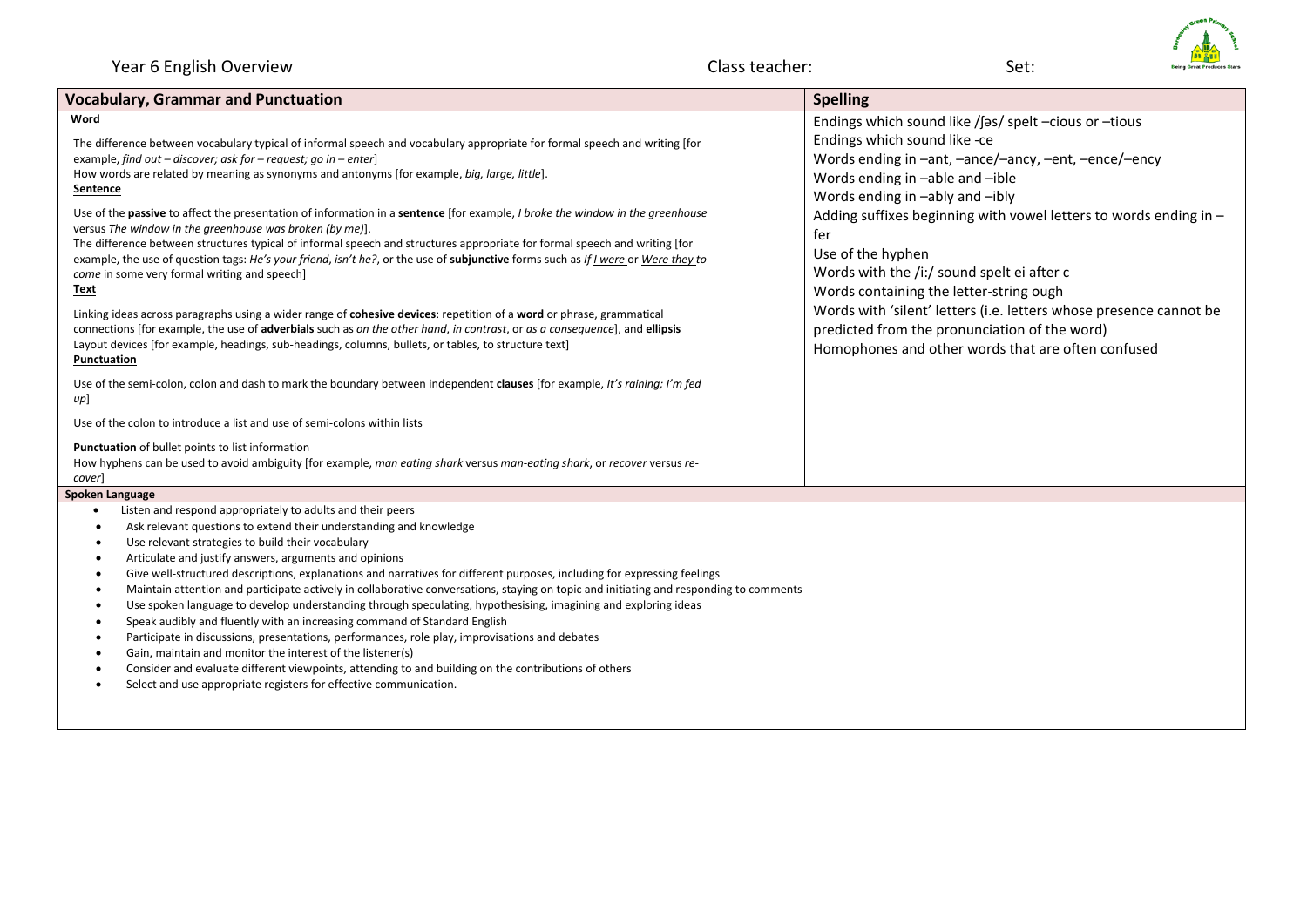Year 6 English Overview Class teacher: Set:

| Vocabulary, Grammar and Punctuation | Spelling |
|---|---|
| **Word**<br><br>The difference between vocabulary typical of informal speech and vocabulary appropriate for formal speech and writing [for example, *find out – discover; ask for – request; go in – enter*]<br>How words are related by meaning as synonyms and antonyms [for example, *big, large, little*].<br>**Sentence**<br><br>Use of the **passive** to affect the presentation of information in a **sentence** [for example, *I broke the window in the greenhouse* versus *The window in the greenhouse was broken (by me)*].<br>The difference between structures typical of informal speech and structures appropriate for formal speech and writing [for example, the use of question tags: *He's your friend, isn't he?*, or the use of **subjunctive** forms such as *If I were* or *Were they to come* in some very formal writing and speech]<br>**Text**<br><br>Linking ideas across paragraphs using a wider range of **cohesive devices**: repetition of a **word** or phrase, grammatical connections [for example, the use of **adverbials** such as *on the other hand*, *in contrast*, or *as a consequence*], and **ellipsis**<br>Layout devices [for example, headings, sub-headings, columns, bullets, or tables, to structure text]<br>**Punctuation**<br><br>Use of the semi-colon, colon and dash to mark the boundary between independent **clauses** [for example, *It's raining; I'm fed up*]<br><br>Use of the colon to introduce a list and use of semi-colons within lists<br><br>**Punctuation** of bullet points to list information<br>How hyphens can be used to avoid ambiguity [for example, *man eating shark* versus *man-eating shark*, or *recover* versus *re-cover*] | Endings which sound like /ʃəs/ spelt –cious or –tious<br>Endings which sound like -ce<br>Words ending in –ant, –ance/–ancy, –ent, –ence/–ency<br>Words ending in –able and –ible<br>Words ending in –ably and –ibly<br>Adding suffixes beginning with vowel letters to words ending in –fer<br>Use of the hyphen<br>Words with the /i:/ sound spelt ei after c<br>Words containing the letter-string ough<br>Words with 'silent' letters (i.e. letters whose presence cannot be predicted from the pronunciation of the word)<br>Homophones and other words that are often confused |

**Spoken Language**

- Listen and respond appropriately to adults and their peers
- Ask relevant questions to extend their understanding and knowledge
- Use relevant strategies to build their vocabulary
- Articulate and justify answers, arguments and opinions
- Give well-structured descriptions, explanations and narratives for different purposes, including for expressing feelings
- Maintain attention and participate actively in collaborative conversations, staying on topic and initiating and responding to comments
- Use spoken language to develop understanding through speculating, hypothesising, imagining and exploring ideas
- Speak audibly and fluently with an increasing command of Standard English
- Participate in discussions, presentations, performances, role play, improvisations and debates
- Gain, maintain and monitor the interest of the listener(s)
- Consider and evaluate different viewpoints, attending to and building on the contributions of others
- Select and use appropriate registers for effective communication.